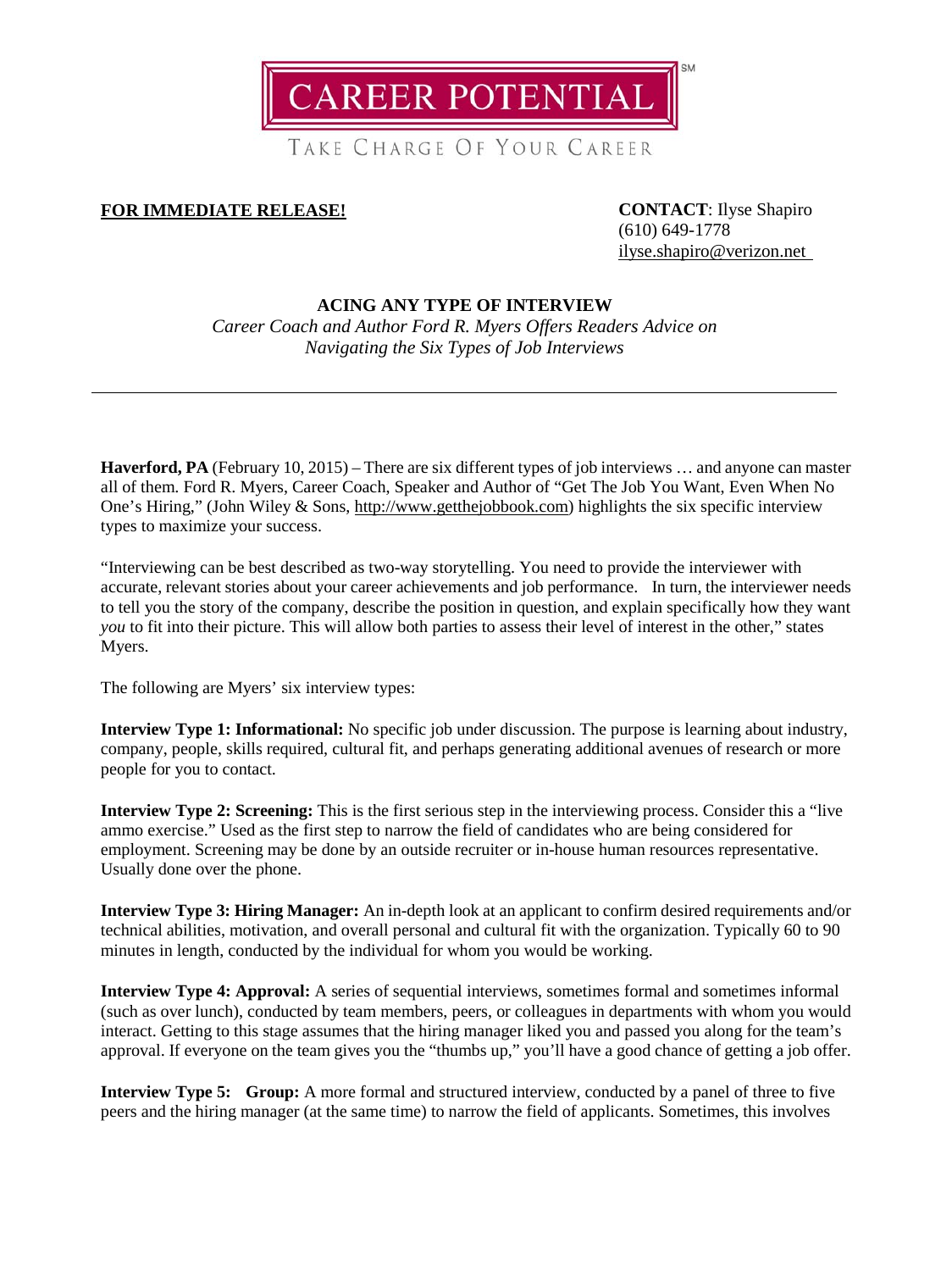CAREER POTENTIAL[SM]

TAKE CHARGE OF YOUR CAREER

**FOR IMMEDIATE RELEASE!**

**CONTACT**: Ilyse Shapiro
(610) 649-1778
ilyse.shapiro@verizon.net

## ACING ANY TYPE OF INTERVIEW

*Career Coach and Author Ford R. Myers Offers Readers Advice on Navigating the Six Types of Job Interviews*

---

**Haverford, PA** (February 10, 2015) – There are six different types of job interviews … and anyone can master all of them. Ford R. Myers, Career Coach, Speaker and Author of "Get The Job You Want, Even When No One's Hiring," (John Wiley & Sons, http://www.getthejobbook.com) highlights the six specific interview types to maximize your success.

"Interviewing can be best described as two-way storytelling. You need to provide the interviewer with accurate, relevant stories about your career achievements and job performance. In turn, the interviewer needs to tell you the story of the company, describe the position in question, and explain specifically how they want *you* to fit into their picture. This will allow both parties to assess their level of interest in the other," states Myers.

The following are Myers' six interview types:

**Interview Type 1: Informational:** No specific job under discussion. The purpose is learning about industry, company, people, skills required, cultural fit, and perhaps generating additional avenues of research or more people for you to contact.

**Interview Type 2: Screening:** This is the first serious step in the interviewing process. Consider this a "live ammo exercise." Used as the first step to narrow the field of candidates who are being considered for employment. Screening may be done by an outside recruiter or in-house human resources representative. Usually done over the phone.

**Interview Type 3: Hiring Manager:** An in-depth look at an applicant to confirm desired requirements and/or technical abilities, motivation, and overall personal and cultural fit with the organization. Typically 60 to 90 minutes in length, conducted by the individual for whom you would be working.

**Interview Type 4: Approval:** A series of sequential interviews, sometimes formal and sometimes informal (such as over lunch), conducted by team members, peers, or colleagues in departments with whom you would interact. Getting to this stage assumes that the hiring manager liked you and passed you along for the team's approval. If everyone on the team gives you the "thumbs up," you'll have a good chance of getting a job offer.

**Interview Type 5: Group:** A more formal and structured interview, conducted by a panel of three to five peers and the hiring manager (at the same time) to narrow the field of applicants. Sometimes, this involves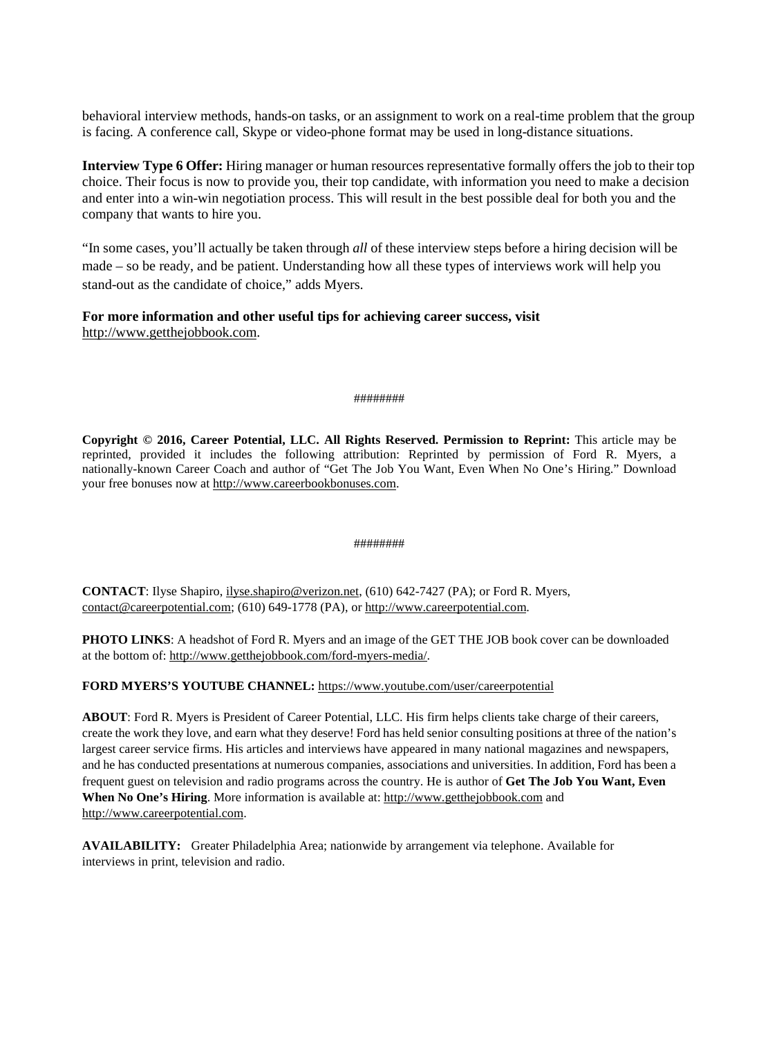behavioral interview methods, hands-on tasks, or an assignment to work on a real-time problem that the group is facing. A conference call, Skype or video-phone format may be used in long-distance situations.

**Interview Type 6 Offer:** Hiring manager or human resources representative formally offers the job to their top choice. Their focus is now to provide you, their top candidate, with information you need to make a decision and enter into a win-win negotiation process. This will result in the best possible deal for both you and the company that wants to hire you.

"In some cases, you'll actually be taken through *all* of these interview steps before a hiring decision will be made – so be ready, and be patient. Understanding how all these types of interviews work will help you stand-out as the candidate of choice," adds Myers.

**For more information and other useful tips for achieving career success, visit** http://www.getthejobbook.com.

########

**Copyright © 2016, Career Potential, LLC. All Rights Reserved. Permission to Reprint:** This article may be reprinted, provided it includes the following attribution: Reprinted by permission of Ford R. Myers, a nationally-known Career Coach and author of "Get The Job You Want, Even When No One's Hiring." Download your free bonuses now at http://www.careerbookbonuses.com.

########

**CONTACT**: Ilyse Shapiro, ilyse.shapiro@verizon.net, (610) 642-7427 (PA); or Ford R. Myers, contact@careerpotential.com; (610) 649-1778 (PA), or http://www.careerpotential.com.

**PHOTO LINKS**: A headshot of Ford R. Myers and an image of the GET THE JOB book cover can be downloaded at the bottom of: http://www.getthejobbook.com/ford-myers-media/.

**FORD MYERS'S YOUTUBE CHANNEL:** https://www.youtube.com/user/careerpotential

**ABOUT**: Ford R. Myers is President of Career Potential, LLC. His firm helps clients take charge of their careers, create the work they love, and earn what they deserve! Ford has held senior consulting positions at three of the nation's largest career service firms. His articles and interviews have appeared in many national magazines and newspapers, and he has conducted presentations at numerous companies, associations and universities. In addition, Ford has been a frequent guest on television and radio programs across the country. He is author of **Get The Job You Want, Even When No One's Hiring**. More information is available at: http://www.getthejobbook.com and http://www.careerpotential.com.

**AVAILABILITY:** Greater Philadelphia Area; nationwide by arrangement via telephone. Available for interviews in print, television and radio.